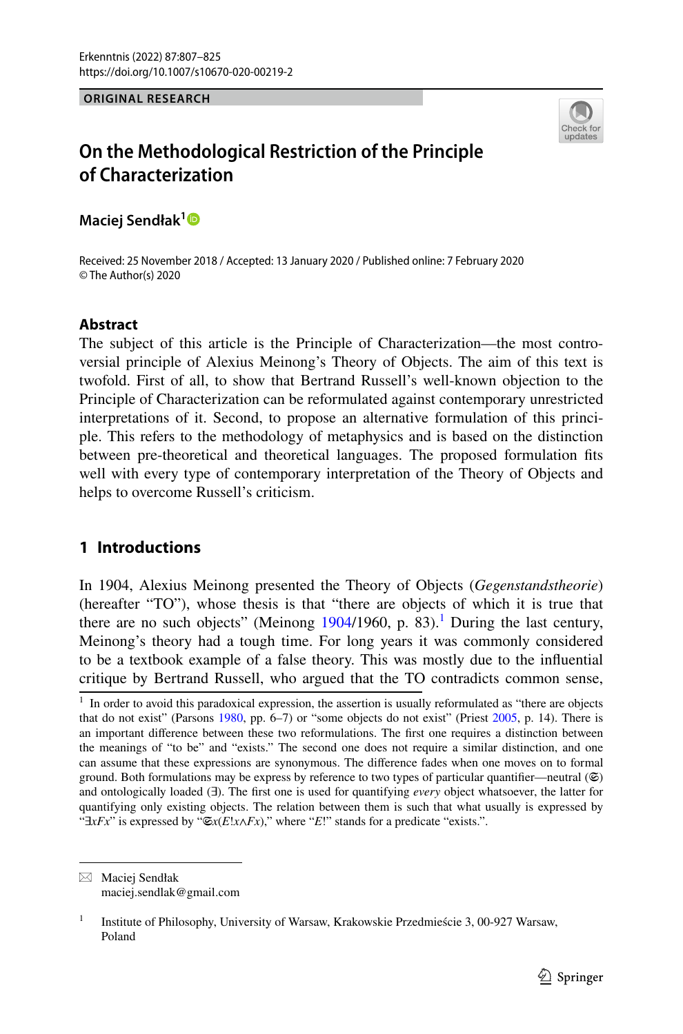ORIGINAL RESEARCH

# On the Methodological Restriction of the Principle of Characterization

**Maciej Sendłak[1]**

Received: 25 November 2018 / Accepted: 13 January 2020 / Published online: 7 February 2020
© The Author(s) 2020

## Abstract

The subject of this article is the Principle of Characterization—the most controversial principle of Alexius Meinong's Theory of Objects. The aim of this text is twofold. First of all, to show that Bertrand Russell's well-known objection to the Principle of Characterization can be reformulated against contemporary unrestricted interpretations of it. Second, to propose an alternative formulation of this principle. This refers to the methodology of metaphysics and is based on the distinction between pre-theoretical and theoretical languages. The proposed formulation fits well with every type of contemporary interpretation of the Theory of Objects and helps to overcome Russell's criticism.

## 1 Introductions

In 1904, Alexius Meinong presented the Theory of Objects (*Gegenstandstheorie*) (hereafter "TO"), whose thesis is that "there are objects of which it is true that there are no such objects" (Meinong 1904/1960, p. 83).[1] During the last century, Meinong's theory had a tough time. For long years it was commonly considered to be a textbook example of a false theory. This was mostly due to the influential critique by Bertrand Russell, who argued that the TO contradicts common sense,

[1] In order to avoid this paradoxical expression, the assertion is usually reformulated as "there are objects that do not exist" (Parsons 1980, pp. 6–7) or "some objects do not exist" (Priest 2005, p. 14). There is an important difference between these two reformulations. The first one requires a distinction between the meanings of "to be" and "exists." The second one does not require a similar distinction, and one can assume that these expressions are synonymous. The difference fades when one moves on to formal ground. Both formulations may be express by reference to two types of particular quantifier—neutral ($\mathfrak{S}$) and ontologically loaded ($\exists$). The first one is used for quantifying *every* object whatsoever, the latter for quantifying only existing objects. The relation between them is such that what usually is expressed by "$\exists xFx$" is expressed by "$\mathfrak{S}x(E!x \wedge Fx)$," where "$E!$" stands for a predicate "exists.".

---

✉ Maciej Sendłak
maciej.sendlak@gmail.com

[1] Institute of Philosophy, University of Warsaw, Krakowskie Przedmieście 3, 00-927 Warsaw, Poland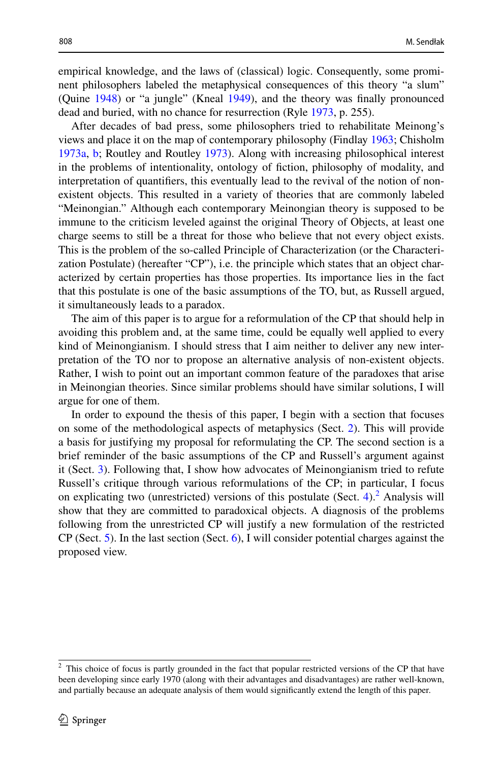empirical knowledge, and the laws of (classical) logic. Consequently, some prominent philosophers labeled the metaphysical consequences of this theory "a slum" (Quine 1948) or "a jungle" (Kneal 1949), and the theory was finally pronounced dead and buried, with no chance for resurrection (Ryle 1973, p. 255).

After decades of bad press, some philosophers tried to rehabilitate Meinong's views and place it on the map of contemporary philosophy (Findlay 1963; Chisholm 1973a, b; Routley and Routley 1973). Along with increasing philosophical interest in the problems of intentionality, ontology of fiction, philosophy of modality, and interpretation of quantifiers, this eventually lead to the revival of the notion of non-existent objects. This resulted in a variety of theories that are commonly labeled "Meinongian." Although each contemporary Meinongian theory is supposed to be immune to the criticism leveled against the original Theory of Objects, at least one charge seems to still be a threat for those who believe that not every object exists. This is the problem of the so-called Principle of Characterization (or the Characterization Postulate) (hereafter "CP"), i.e. the principle which states that an object characterized by certain properties has those properties. Its importance lies in the fact that this postulate is one of the basic assumptions of the TO, but, as Russell argued, it simultaneously leads to a paradox.

The aim of this paper is to argue for a reformulation of the CP that should help in avoiding this problem and, at the same time, could be equally well applied to every kind of Meinongianism. I should stress that I aim neither to deliver any new interpretation of the TO nor to propose an alternative analysis of non-existent objects. Rather, I wish to point out an important common feature of the paradoxes that arise in Meinongian theories. Since similar problems should have similar solutions, I will argue for one of them.

In order to expound the thesis of this paper, I begin with a section that focuses on some of the methodological aspects of metaphysics (Sect. 2). This will provide a basis for justifying my proposal for reformulating the CP. The second section is a brief reminder of the basic assumptions of the CP and Russell's argument against it (Sect. 3). Following that, I show how advocates of Meinongianism tried to refute Russell's critique through various reformulations of the CP; in particular, I focus on explicating two (unrestricted) versions of this postulate (Sect. 4).[2] Analysis will show that they are committed to paradoxical objects. A diagnosis of the problems following from the unrestricted CP will justify a new formulation of the restricted CP (Sect. 5). In the last section (Sect. 6), I will consider potential charges against the proposed view.

[2] This choice of focus is partly grounded in the fact that popular restricted versions of the CP that have been developing since early 1970 (along with their advantages and disadvantages) are rather well-known, and partially because an adequate analysis of them would significantly extend the length of this paper.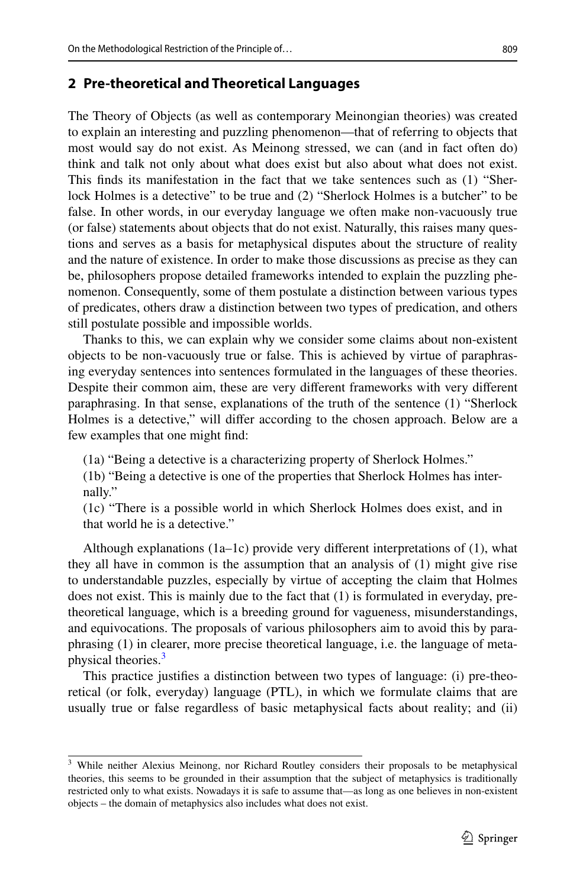## 2 Pre-theoretical and Theoretical Languages

The Theory of Objects (as well as contemporary Meinongian theories) was created to explain an interesting and puzzling phenomenon—that of referring to objects that most would say do not exist. As Meinong stressed, we can (and in fact often do) think and talk not only about what does exist but also about what does not exist. This finds its manifestation in the fact that we take sentences such as (1) "Sherlock Holmes is a detective" to be true and (2) "Sherlock Holmes is a butcher" to be false. In other words, in our everyday language we often make non-vacuously true (or false) statements about objects that do not exist. Naturally, this raises many questions and serves as a basis for metaphysical disputes about the structure of reality and the nature of existence. In order to make those discussions as precise as they can be, philosophers propose detailed frameworks intended to explain the puzzling phenomenon. Consequently, some of them postulate a distinction between various types of predicates, others draw a distinction between two types of predication, and others still postulate possible and impossible worlds.

Thanks to this, we can explain why we consider some claims about non-existent objects to be non-vacuously true or false. This is achieved by virtue of paraphrasing everyday sentences into sentences formulated in the languages of these theories. Despite their common aim, these are very different frameworks with very different paraphrasing. In that sense, explanations of the truth of the sentence (1) "Sherlock Holmes is a detective," will differ according to the chosen approach. Below are a few examples that one might find:

(1a) "Being a detective is a characterizing property of Sherlock Holmes."

(1b) "Being a detective is one of the properties that Sherlock Holmes has internally."

(1c) "There is a possible world in which Sherlock Holmes does exist, and in that world he is a detective."

Although explanations (1a–1c) provide very different interpretations of (1), what they all have in common is the assumption that an analysis of (1) might give rise to understandable puzzles, especially by virtue of accepting the claim that Holmes does not exist. This is mainly due to the fact that (1) is formulated in everyday, pre-theoretical language, which is a breeding ground for vagueness, misunderstandings, and equivocations. The proposals of various philosophers aim to avoid this by paraphrasing (1) in clearer, more precise theoretical language, i.e. the language of metaphysical theories.[3]

This practice justifies a distinction between two types of language: (i) pre-theoretical (or folk, everyday) language (PTL), in which we formulate claims that are usually true or false regardless of basic metaphysical facts about reality; and (ii)

---

[3] While neither Alexius Meinong, nor Richard Routley considers their proposals to be metaphysical theories, this seems to be grounded in their assumption that the subject of metaphysics is traditionally restricted only to what exists. Nowadays it is safe to assume that—as long as one believes in non-existent objects – the domain of metaphysics also includes what does not exist.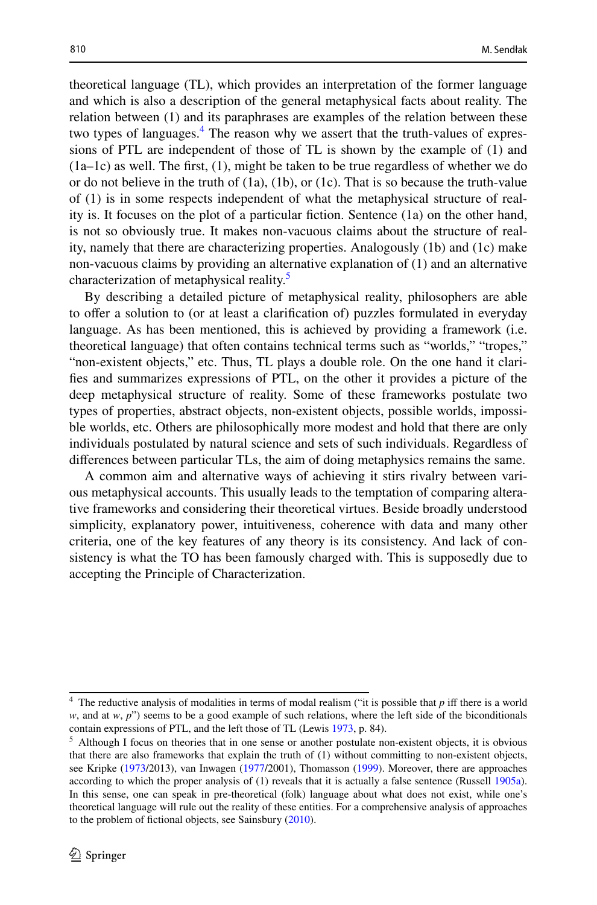theoretical language (TL), which provides an interpretation of the former language and which is also a description of the general metaphysical facts about reality. The relation between (1) and its paraphrases are examples of the relation between these two types of languages.[4] The reason why we assert that the truth-values of expressions of PTL are independent of those of TL is shown by the example of (1) and (1a–1c) as well. The first, (1), might be taken to be true regardless of whether we do or do not believe in the truth of (1a), (1b), or (1c). That is so because the truth-value of (1) is in some respects independent of what the metaphysical structure of reality is. It focuses on the plot of a particular fiction. Sentence (1a) on the other hand, is not so obviously true. It makes non-vacuous claims about the structure of reality, namely that there are characterizing properties. Analogously (1b) and (1c) make non-vacuous claims by providing an alternative explanation of (1) and an alternative characterization of metaphysical reality.[5]

By describing a detailed picture of metaphysical reality, philosophers are able to offer a solution to (or at least a clarification of) puzzles formulated in everyday language. As has been mentioned, this is achieved by providing a framework (i.e. theoretical language) that often contains technical terms such as "worlds," "tropes," "non-existent objects," etc. Thus, TL plays a double role. On the one hand it clarifies and summarizes expressions of PTL, on the other it provides a picture of the deep metaphysical structure of reality. Some of these frameworks postulate two types of properties, abstract objects, non-existent objects, possible worlds, impossible worlds, etc. Others are philosophically more modest and hold that there are only individuals postulated by natural science and sets of such individuals. Regardless of differences between particular TLs, the aim of doing metaphysics remains the same.

A common aim and alternative ways of achieving it stirs rivalry between various metaphysical accounts. This usually leads to the temptation of comparing alterative frameworks and considering their theoretical virtues. Beside broadly understood simplicity, explanatory power, intuitiveness, coherence with data and many other criteria, one of the key features of any theory is its consistency. And lack of consistency is what the TO has been famously charged with. This is supposedly due to accepting the Principle of Characterization.

---

[4] The reductive analysis of modalities in terms of modal realism ("it is possible that *p* iff there is a world *w*, and at *w*, *p*") seems to be a good example of such relations, where the left side of the biconditionals contain expressions of PTL, and the left those of TL (Lewis 1973, p. 84).

[5] Although I focus on theories that in one sense or another postulate non-existent objects, it is obvious that there are also frameworks that explain the truth of (1) without committing to non-existent objects, see Kripke (1973/2013), van Inwagen (1977/2001), Thomasson (1999). Moreover, there are approaches according to which the proper analysis of (1) reveals that it is actually a false sentence (Russell 1905a). In this sense, one can speak in pre-theoretical (folk) language about what does not exist, while one's theoretical language will rule out the reality of these entities. For a comprehensive analysis of approaches to the problem of fictional objects, see Sainsbury (2010).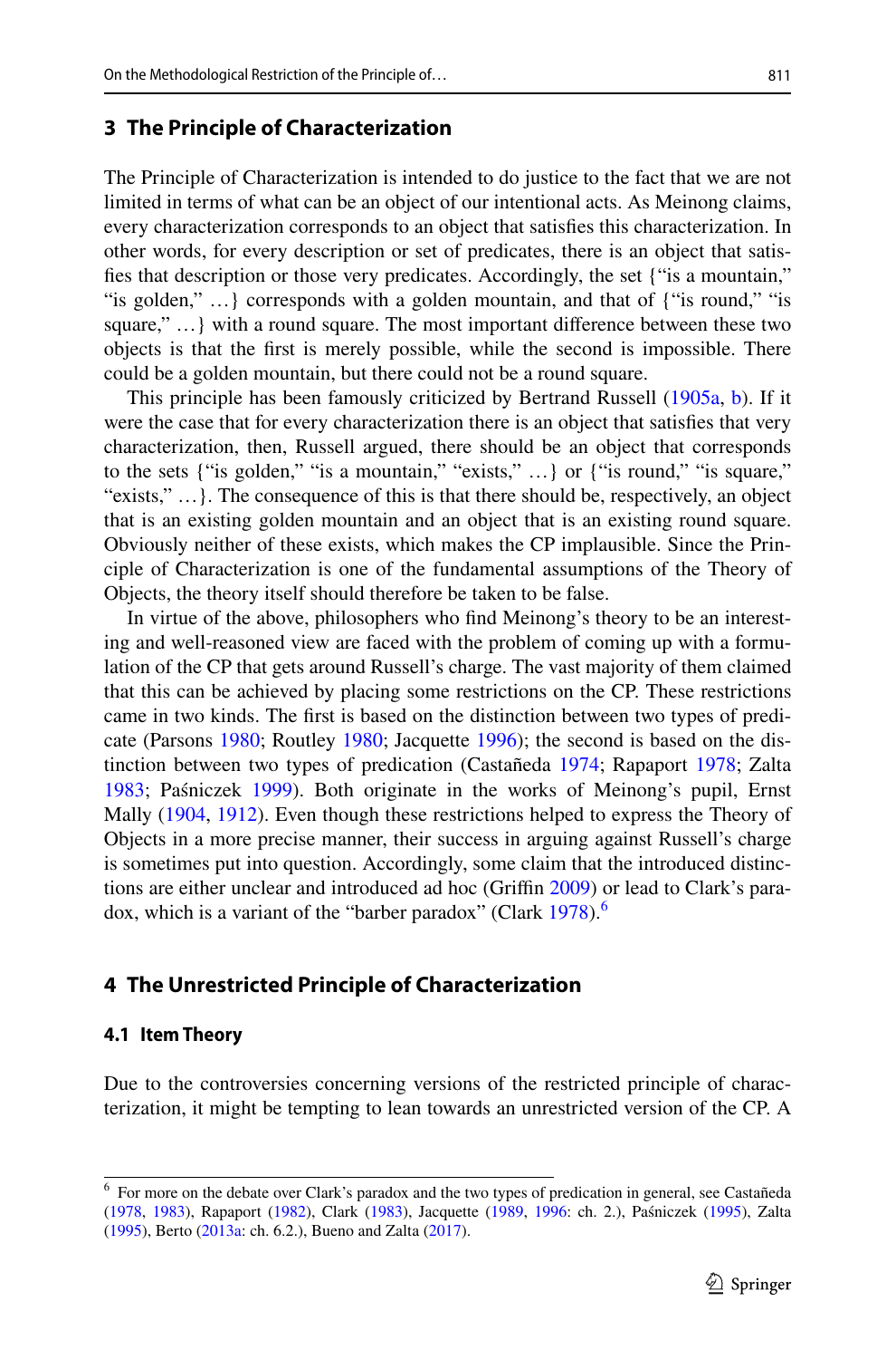## 3 The Principle of Characterization

The Principle of Characterization is intended to do justice to the fact that we are not limited in terms of what can be an object of our intentional acts. As Meinong claims, every characterization corresponds to an object that satisfies this characterization. In other words, for every description or set of predicates, there is an object that satisfies that description or those very predicates. Accordingly, the set {"is a mountain," "is golden," …} corresponds with a golden mountain, and that of {"is round," "is square," …} with a round square. The most important difference between these two objects is that the first is merely possible, while the second is impossible. There could be a golden mountain, but there could not be a round square.

This principle has been famously criticized by Bertrand Russell (1905a, b). If it were the case that for every characterization there is an object that satisfies that very characterization, then, Russell argued, there should be an object that corresponds to the sets {"is golden," "is a mountain," "exists," …} or {"is round," "is square," "exists," …}. The consequence of this is that there should be, respectively, an object that is an existing golden mountain and an object that is an existing round square. Obviously neither of these exists, which makes the CP implausible. Since the Principle of Characterization is one of the fundamental assumptions of the Theory of Objects, the theory itself should therefore be taken to be false.

In virtue of the above, philosophers who find Meinong's theory to be an interesting and well-reasoned view are faced with the problem of coming up with a formulation of the CP that gets around Russell's charge. The vast majority of them claimed that this can be achieved by placing some restrictions on the CP. These restrictions came in two kinds. The first is based on the distinction between two types of predicate (Parsons 1980; Routley 1980; Jacquette 1996); the second is based on the distinction between two types of predication (Castañeda 1974; Rapaport 1978; Zalta 1983; Paśniczek 1999). Both originate in the works of Meinong's pupil, Ernst Mally (1904, 1912). Even though these restrictions helped to express the Theory of Objects in a more precise manner, their success in arguing against Russell's charge is sometimes put into question. Accordingly, some claim that the introduced distinctions are either unclear and introduced ad hoc (Griffin 2009) or lead to Clark's paradox, which is a variant of the "barber paradox" (Clark 1978).[6]

## 4 The Unrestricted Principle of Characterization

### 4.1 Item Theory

Due to the controversies concerning versions of the restricted principle of characterization, it might be tempting to lean towards an unrestricted version of the CP. A

---

[6] For more on the debate over Clark's paradox and the two types of predication in general, see Castañeda (1978, 1983), Rapaport (1982), Clark (1983), Jacquette (1989, 1996: ch. 2.), Paśniczek (1995), Zalta (1995), Berto (2013a: ch. 6.2.), Bueno and Zalta (2017).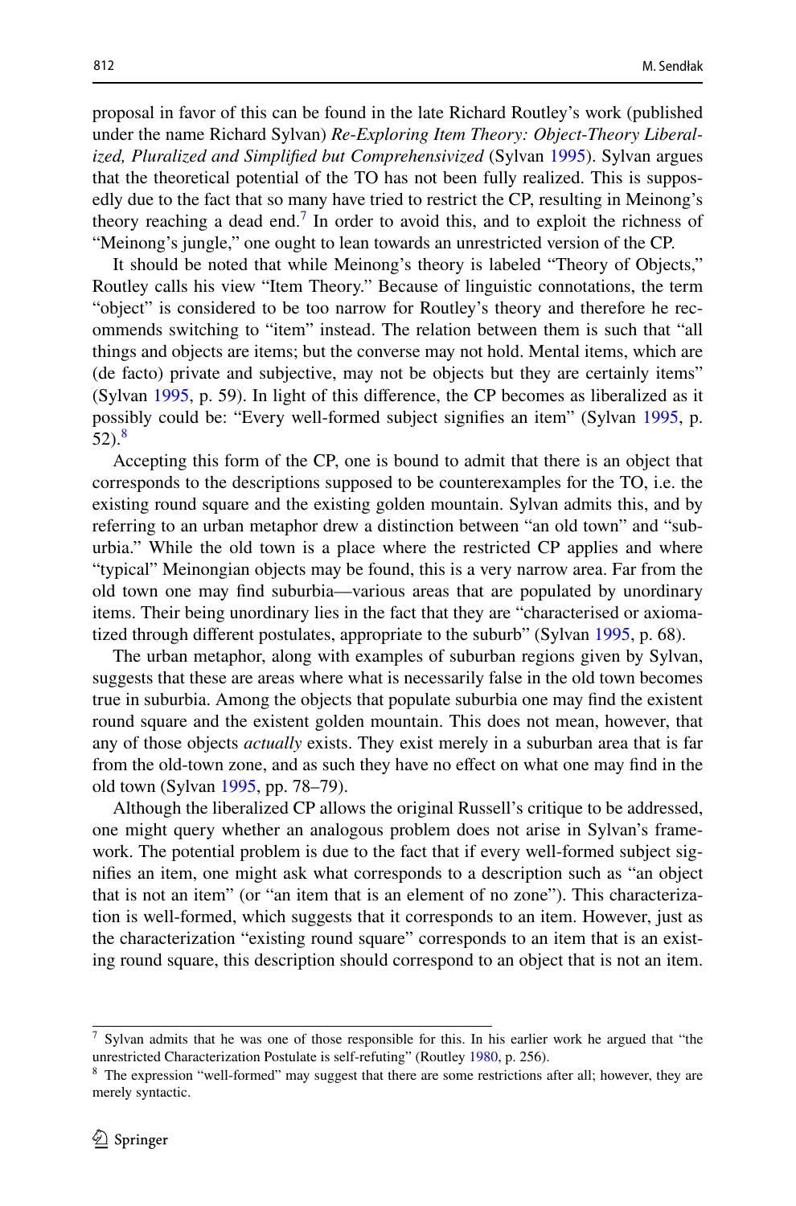proposal in favor of this can be found in the late Richard Routley's work (published under the name Richard Sylvan) *Re-Exploring Item Theory: Object-Theory Liberalized, Pluralized and Simplified but Comprehensivized* (Sylvan 1995). Sylvan argues that the theoretical potential of the TO has not been fully realized. This is supposedly due to the fact that so many have tried to restrict the CP, resulting in Meinong's theory reaching a dead end.[7] In order to avoid this, and to exploit the richness of "Meinong's jungle," one ought to lean towards an unrestricted version of the CP.

It should be noted that while Meinong's theory is labeled "Theory of Objects," Routley calls his view "Item Theory." Because of linguistic connotations, the term "object" is considered to be too narrow for Routley's theory and therefore he recommends switching to "item" instead. The relation between them is such that "all things and objects are items; but the converse may not hold. Mental items, which are (de facto) private and subjective, may not be objects but they are certainly items" (Sylvan 1995, p. 59). In light of this difference, the CP becomes as liberalized as it possibly could be: "Every well-formed subject signifies an item" (Sylvan 1995, p. 52).[8]

Accepting this form of the CP, one is bound to admit that there is an object that corresponds to the descriptions supposed to be counterexamples for the TO, i.e. the existing round square and the existing golden mountain. Sylvan admits this, and by referring to an urban metaphor drew a distinction between "an old town" and "suburbia." While the old town is a place where the restricted CP applies and where "typical" Meinongian objects may be found, this is a very narrow area. Far from the old town one may find suburbia—various areas that are populated by unordinary items. Their being unordinary lies in the fact that they are "characterised or axiomatized through different postulates, appropriate to the suburb" (Sylvan 1995, p. 68).

The urban metaphor, along with examples of suburban regions given by Sylvan, suggests that these are areas where what is necessarily false in the old town becomes true in suburbia. Among the objects that populate suburbia one may find the existent round square and the existent golden mountain. This does not mean, however, that any of those objects *actually* exists. They exist merely in a suburban area that is far from the old-town zone, and as such they have no effect on what one may find in the old town (Sylvan 1995, pp. 78–79).

Although the liberalized CP allows the original Russell's critique to be addressed, one might query whether an analogous problem does not arise in Sylvan's framework. The potential problem is due to the fact that if every well-formed subject signifies an item, one might ask what corresponds to a description such as "an object that is not an item" (or "an item that is an element of no zone"). This characterization is well-formed, which suggests that it corresponds to an item. However, just as the characterization "existing round square" corresponds to an item that is an existing round square, this description should correspond to an object that is not an item.

---

[7] Sylvan admits that he was one of those responsible for this. In his earlier work he argued that "the unrestricted Characterization Postulate is self-refuting" (Routley 1980, p. 256).

[8] The expression "well-formed" may suggest that there are some restrictions after all; however, they are merely syntactic.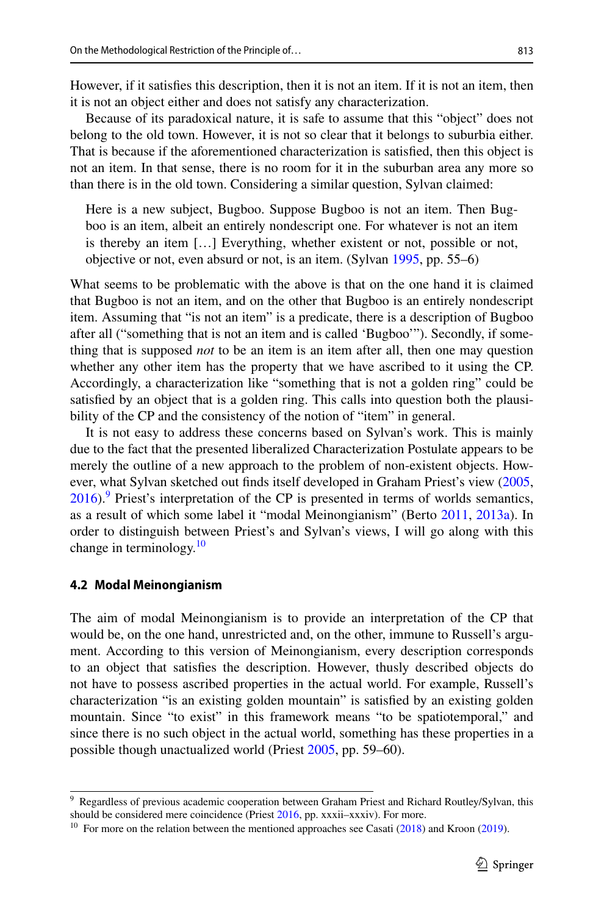However, if it satisfies this description, then it is not an item. If it is not an item, then it is not an object either and does not satisfy any characterization.

Because of its paradoxical nature, it is safe to assume that this "object" does not belong to the old town. However, it is not so clear that it belongs to suburbia either. That is because if the aforementioned characterization is satisfied, then this object is not an item. In that sense, there is no room for it in the suburban area any more so than there is in the old town. Considering a similar question, Sylvan claimed:

> Here is a new subject, Bugboo. Suppose Bugboo is not an item. Then Bugboo is an item, albeit an entirely nondescript one. For whatever is not an item is thereby an item […] Everything, whether existent or not, possible or not, objective or not, even absurd or not, is an item. (Sylvan 1995, pp. 55–6)

What seems to be problematic with the above is that on the one hand it is claimed that Bugboo is not an item, and on the other that Bugboo is an entirely nondescript item. Assuming that "is not an item" is a predicate, there is a description of Bugboo after all ("something that is not an item and is called 'Bugboo'"). Secondly, if something that is supposed *not* to be an item is an item after all, then one may question whether any other item has the property that we have ascribed to it using the CP. Accordingly, a characterization like "something that is not a golden ring" could be satisfied by an object that is a golden ring. This calls into question both the plausibility of the CP and the consistency of the notion of "item" in general.

It is not easy to address these concerns based on Sylvan's work. This is mainly due to the fact that the presented liberalized Characterization Postulate appears to be merely the outline of a new approach to the problem of non-existent objects. However, what Sylvan sketched out finds itself developed in Graham Priest's view (2005, 2016).[9] Priest's interpretation of the CP is presented in terms of worlds semantics, as a result of which some label it "modal Meinongianism" (Berto 2011, 2013a). In order to distinguish between Priest's and Sylvan's views, I will go along with this change in terminology.[10]

### 4.2 Modal Meinongianism

The aim of modal Meinongianism is to provide an interpretation of the CP that would be, on the one hand, unrestricted and, on the other, immune to Russell's argument. According to this version of Meinongianism, every description corresponds to an object that satisfies the description. However, thusly described objects do not have to possess ascribed properties in the actual world. For example, Russell's characterization "is an existing golden mountain" is satisfied by an existing golden mountain. Since "to exist" in this framework means "to be spatiotemporal," and since there is no such object in the actual world, something has these properties in a possible though unactualized world (Priest 2005, pp. 59–60).

---

[9] Regardless of previous academic cooperation between Graham Priest and Richard Routley/Sylvan, this should be considered mere coincidence (Priest 2016, pp. xxxii–xxxiv). For more.

[10] For more on the relation between the mentioned approaches see Casati (2018) and Kroon (2019).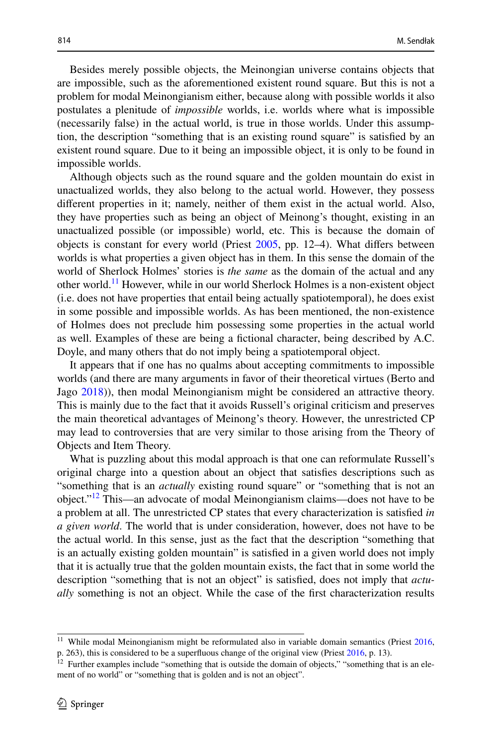Besides merely possible objects, the Meinongian universe contains objects that are impossible, such as the aforementioned existent round square. But this is not a problem for modal Meinongianism either, because along with possible worlds it also postulates a plenitude of *impossible* worlds, i.e. worlds where what is impossible (necessarily false) in the actual world, is true in those worlds. Under this assumption, the description "something that is an existing round square" is satisfied by an existent round square. Due to it being an impossible object, it is only to be found in impossible worlds.

Although objects such as the round square and the golden mountain do exist in unactualized worlds, they also belong to the actual world. However, they possess different properties in it; namely, neither of them exist in the actual world. Also, they have properties such as being an object of Meinong's thought, existing in an unactualized possible (or impossible) world, etc. This is because the domain of objects is constant for every world (Priest 2005, pp. 12–4). What differs between worlds is what properties a given object has in them. In this sense the domain of the world of Sherlock Holmes' stories is *the same* as the domain of the actual and any other world.[11] However, while in our world Sherlock Holmes is a non-existent object (i.e. does not have properties that entail being actually spatiotemporal), he does exist in some possible and impossible worlds. As has been mentioned, the non-existence of Holmes does not preclude him possessing some properties in the actual world as well. Examples of these are being a fictional character, being described by A.C. Doyle, and many others that do not imply being a spatiotemporal object.

It appears that if one has no qualms about accepting commitments to impossible worlds (and there are many arguments in favor of their theoretical virtues (Berto and Jago 2018)), then modal Meinongianism might be considered an attractive theory. This is mainly due to the fact that it avoids Russell's original criticism and preserves the main theoretical advantages of Meinong's theory. However, the unrestricted CP may lead to controversies that are very similar to those arising from the Theory of Objects and Item Theory.

What is puzzling about this modal approach is that one can reformulate Russell's original charge into a question about an object that satisfies descriptions such as "something that is an *actually* existing round square" or "something that is not an object."[12] This—an advocate of modal Meinongianism claims—does not have to be a problem at all. The unrestricted CP states that every characterization is satisfied *in a given world*. The world that is under consideration, however, does not have to be the actual world. In this sense, just as the fact that the description "something that is an actually existing golden mountain" is satisfied in a given world does not imply that it is actually true that the golden mountain exists, the fact that in some world the description "something that is not an object" is satisfied, does not imply that *actually* something is not an object. While the case of the first characterization results

---

[11] While modal Meinongianism might be reformulated also in variable domain semantics (Priest 2016, p. 263), this is considered to be a superfluous change of the original view (Priest 2016, p. 13).

[12] Further examples include "something that is outside the domain of objects," "something that is an element of no world" or "something that is golden and is not an object".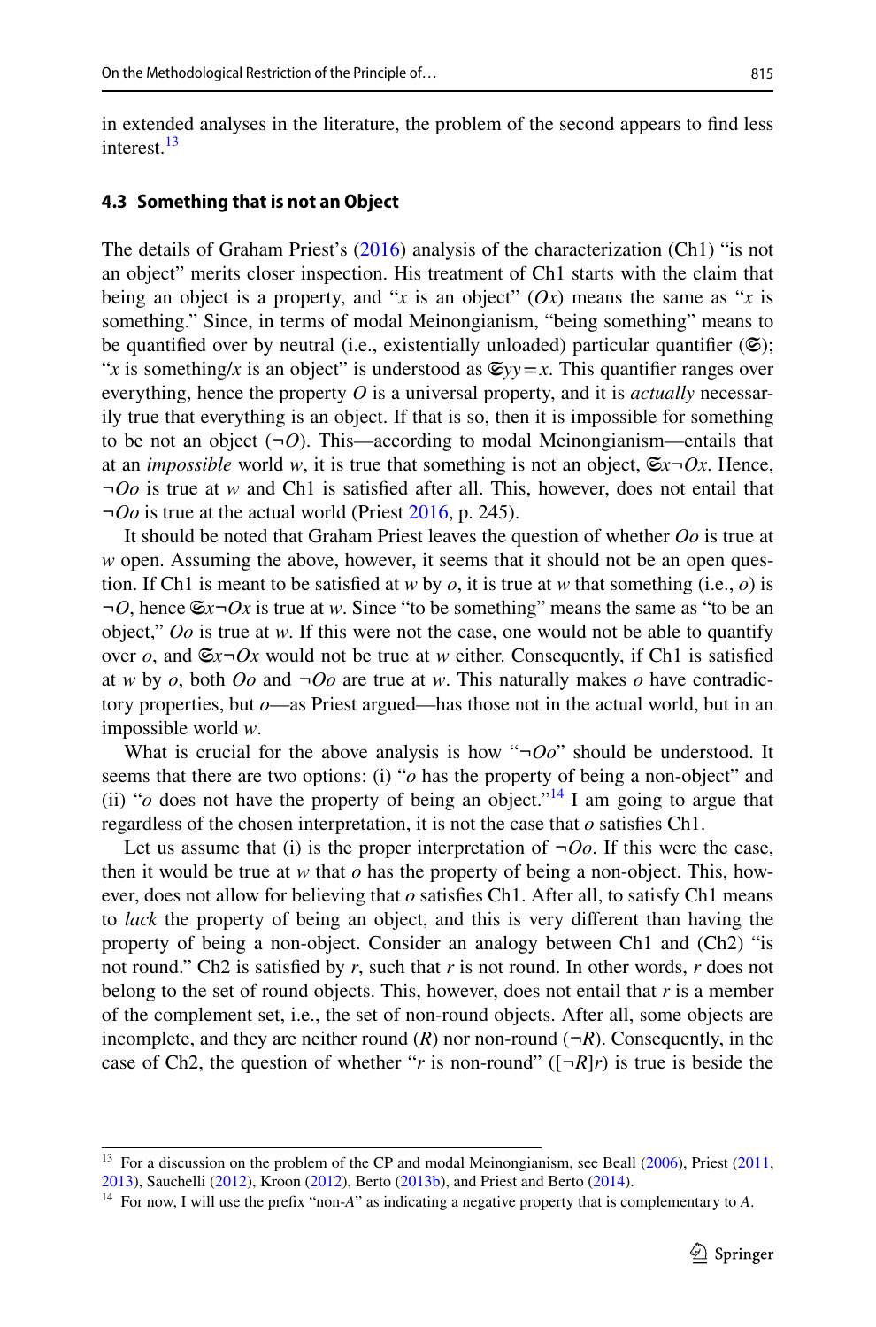in extended analyses in the literature, the problem of the second appears to find less interest.[13]

### 4.3 Something that is not an Object

The details of Graham Priest's (2016) analysis of the characterization (Ch1) "is not an object" merits closer inspection. His treatment of Ch1 starts with the claim that being an object is a property, and "$x$ is an object" ($Ox$) means the same as "$x$ is something." Since, in terms of modal Meinongianism, "being something" means to be quantified over by neutral (i.e., existentially unloaded) particular quantifier ($\mathfrak{S}$); "$x$ is something/$x$ is an object" is understood as $\mathfrak{S}yy=x$. This quantifier ranges over everything, hence the property $O$ is a universal property, and it is *actually* necessarily true that everything is an object. If that is so, then it is impossible for something to be not an object ($\neg O$). This—according to modal Meinongianism—entails that at an *impossible* world $w$, it is true that something is not an object, $\mathfrak{S}x\neg Ox$. Hence, $\neg Oo$ is true at $w$ and Ch1 is satisfied after all. This, however, does not entail that $\neg Oo$ is true at the actual world (Priest 2016, p. 245).

It should be noted that Graham Priest leaves the question of whether $Oo$ is true at $w$ open. Assuming the above, however, it seems that it should not be an open question. If Ch1 is meant to be satisfied at $w$ by $o$, it is true at $w$ that something (i.e., $o$) is $\neg O$, hence $\mathfrak{S}x\neg Ox$ is true at $w$. Since "to be something" means the same as "to be an object," $Oo$ is true at $w$. If this were not the case, one would not be able to quantify over $o$, and $\mathfrak{S}x\neg Ox$ would not be true at $w$ either. Consequently, if Ch1 is satisfied at $w$ by $o$, both $Oo$ and $\neg Oo$ are true at $w$. This naturally makes $o$ have contradictory properties, but $o$—as Priest argued—has those not in the actual world, but in an impossible world $w$.

What is crucial for the above analysis is how "$\neg Oo$" should be understood. It seems that there are two options: (i) "$o$ has the property of being a non-object" and (ii) "$o$ does not have the property of being an object."[14] I am going to argue that regardless of the chosen interpretation, it is not the case that $o$ satisfies Ch1.

Let us assume that (i) is the proper interpretation of $\neg Oo$. If this were the case, then it would be true at $w$ that $o$ has the property of being a non-object. This, however, does not allow for believing that $o$ satisfies Ch1. After all, to satisfy Ch1 means to *lack* the property of being an object, and this is very different than having the property of being a non-object. Consider an analogy between Ch1 and (Ch2) "is not round." Ch2 is satisfied by $r$, such that $r$ is not round. In other words, $r$ does not belong to the set of round objects. This, however, does not entail that $r$ is a member of the complement set, i.e., the set of non-round objects. After all, some objects are incomplete, and they are neither round ($R$) nor non-round ($\neg R$). Consequently, in the case of Ch2, the question of whether "$r$ is non-round" ($[\neg R]r$) is true is beside the

[13] For a discussion on the problem of the CP and modal Meinongianism, see Beall (2006), Priest (2011, 2013), Sauchelli (2012), Kroon (2012), Berto (2013b), and Priest and Berto (2014).

[14] For now, I will use the prefix "non-$A$" as indicating a negative property that is complementary to $A$.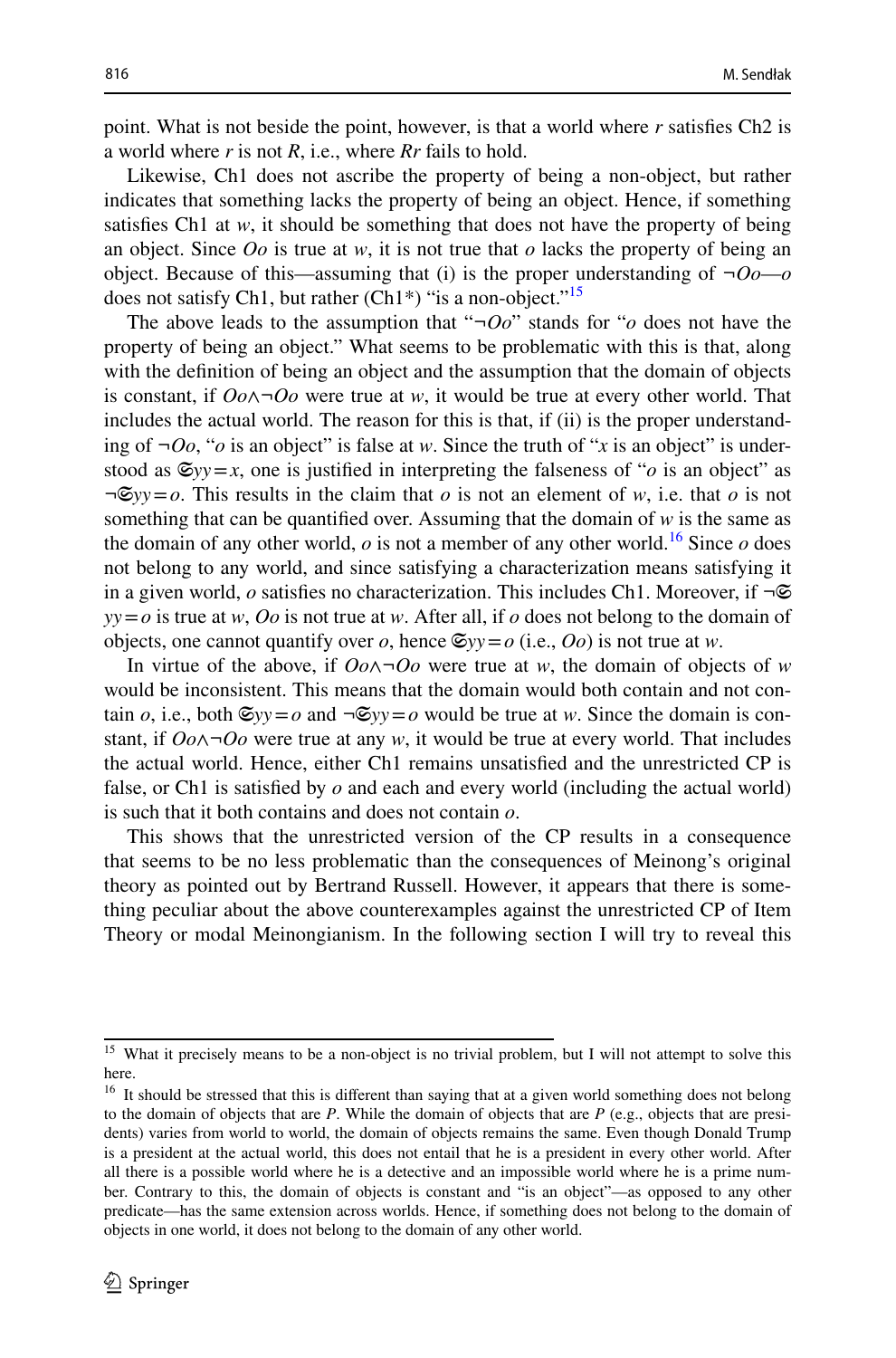point. What is not beside the point, however, is that a world where $r$ satisfies Ch2 is a world where $r$ is not $R$, i.e., where $Rr$ fails to hold.

Likewise, Ch1 does not ascribe the property of being a non-object, but rather indicates that something lacks the property of being an object. Hence, if something satisfies Ch1 at $w$, it should be something that does not have the property of being an object. Since $Oo$ is true at $w$, it is not true that $o$ lacks the property of being an object. Because of this—assuming that (i) is the proper understanding of $\neg Oo$—$o$ does not satisfy Ch1, but rather (Ch1*) "is a non-object."[15]

The above leads to the assumption that "$\neg Oo$" stands for "$o$ does not have the property of being an object." What seems to be problematic with this is that, along with the definition of being an object and the assumption that the domain of objects is constant, if $Oo \wedge \neg Oo$ were true at $w$, it would be true at every other world. That includes the actual world. The reason for this is that, if (ii) is the proper understanding of $\neg Oo$, "$o$ is an object" is false at $w$. Since the truth of "$x$ is an object" is understood as $\mathfrak{S}yy = x$, one is justified in interpreting the falseness of "$o$ is an object" as $\neg \mathfrak{S}yy = o$. This results in the claim that $o$ is not an element of $w$, i.e. that $o$ is not something that can be quantified over. Assuming that the domain of $w$ is the same as the domain of any other world, $o$ is not a member of any other world.[16] Since $o$ does not belong to any world, and since satisfying a characterization means satisfying it in a given world, $o$ satisfies no characterization. This includes Ch1. Moreover, if $\neg \mathfrak{S}yy = o$ is true at $w$, $Oo$ is not true at $w$. After all, if $o$ does not belong to the domain of objects, one cannot quantify over $o$, hence $\mathfrak{S}yy = o$ (i.e., $Oo$) is not true at $w$.

In virtue of the above, if $Oo \wedge \neg Oo$ were true at $w$, the domain of objects of $w$ would be inconsistent. This means that the domain would both contain and not contain $o$, i.e., both $\mathfrak{S}yy = o$ and $\neg \mathfrak{S}yy = o$ would be true at $w$. Since the domain is constant, if $Oo \wedge \neg Oo$ were true at any $w$, it would be true at every world. That includes the actual world. Hence, either Ch1 remains unsatisfied and the unrestricted CP is false, or Ch1 is satisfied by $o$ and each and every world (including the actual world) is such that it both contains and does not contain $o$.

This shows that the unrestricted version of the CP results in a consequence that seems to be no less problematic than the consequences of Meinong's original theory as pointed out by Bertrand Russell. However, it appears that there is something peculiar about the above counterexamples against the unrestricted CP of Item Theory or modal Meinongianism. In the following section I will try to reveal this

---

[15] What it precisely means to be a non-object is no trivial problem, but I will not attempt to solve this here.

[16] It should be stressed that this is different than saying that at a given world something does not belong to the domain of objects that are $P$. While the domain of objects that are $P$ (e.g., objects that are presidents) varies from world to world, the domain of objects remains the same. Even though Donald Trump is a president at the actual world, this does not entail that he is a president in every other world. After all there is a possible world where he is a detective and an impossible world where he is a prime number. Contrary to this, the domain of objects is constant and "is an object"—as opposed to any other predicate—has the same extension across worlds. Hence, if something does not belong to the domain of objects in one world, it does not belong to the domain of any other world.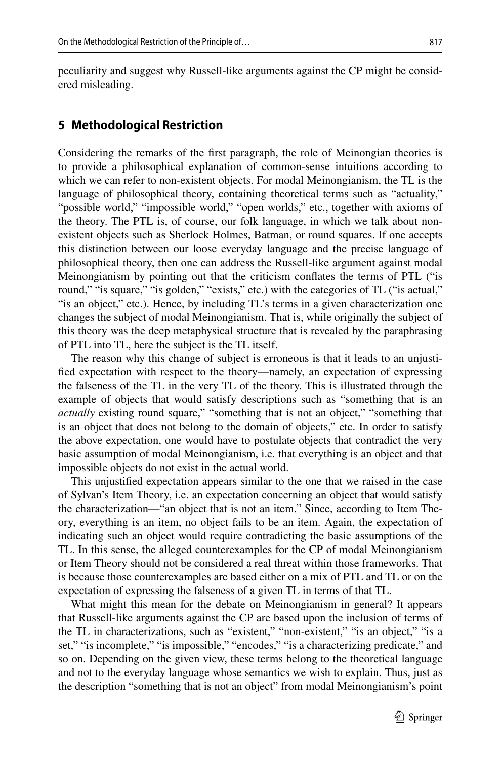peculiarity and suggest why Russell-like arguments against the CP might be considered misleading.

## 5 Methodological Restriction

Considering the remarks of the first paragraph, the role of Meinongian theories is to provide a philosophical explanation of common-sense intuitions according to which we can refer to non-existent objects. For modal Meinongianism, the TL is the language of philosophical theory, containing theoretical terms such as "actuality," "possible world," "impossible world," "open worlds," etc., together with axioms of the theory. The PTL is, of course, our folk language, in which we talk about non-existent objects such as Sherlock Holmes, Batman, or round squares. If one accepts this distinction between our loose everyday language and the precise language of philosophical theory, then one can address the Russell-like argument against modal Meinongianism by pointing out that the criticism conflates the terms of PTL ("is round," "is square," "is golden," "exists," etc.) with the categories of TL ("is actual," "is an object," etc.). Hence, by including TL's terms in a given characterization one changes the subject of modal Meinongianism. That is, while originally the subject of this theory was the deep metaphysical structure that is revealed by the paraphrasing of PTL into TL, here the subject is the TL itself.

The reason why this change of subject is erroneous is that it leads to an unjustified expectation with respect to the theory—namely, an expectation of expressing the falseness of the TL in the very TL of the theory. This is illustrated through the example of objects that would satisfy descriptions such as "something that is an *actually* existing round square," "something that is not an object," "something that is an object that does not belong to the domain of objects," etc. In order to satisfy the above expectation, one would have to postulate objects that contradict the very basic assumption of modal Meinongianism, i.e. that everything is an object and that impossible objects do not exist in the actual world.

This unjustified expectation appears similar to the one that we raised in the case of Sylvan's Item Theory, i.e. an expectation concerning an object that would satisfy the characterization—"an object that is not an item." Since, according to Item Theory, everything is an item, no object fails to be an item. Again, the expectation of indicating such an object would require contradicting the basic assumptions of the TL. In this sense, the alleged counterexamples for the CP of modal Meinongianism or Item Theory should not be considered a real threat within those frameworks. That is because those counterexamples are based either on a mix of PTL and TL or on the expectation of expressing the falseness of a given TL in terms of that TL.

What might this mean for the debate on Meinongianism in general? It appears that Russell-like arguments against the CP are based upon the inclusion of terms of the TL in characterizations, such as "existent," "non-existent," "is an object," "is a set," "is incomplete," "is impossible," "encodes," "is a characterizing predicate," and so on. Depending on the given view, these terms belong to the theoretical language and not to the everyday language whose semantics we wish to explain. Thus, just as the description "something that is not an object" from modal Meinongianism's point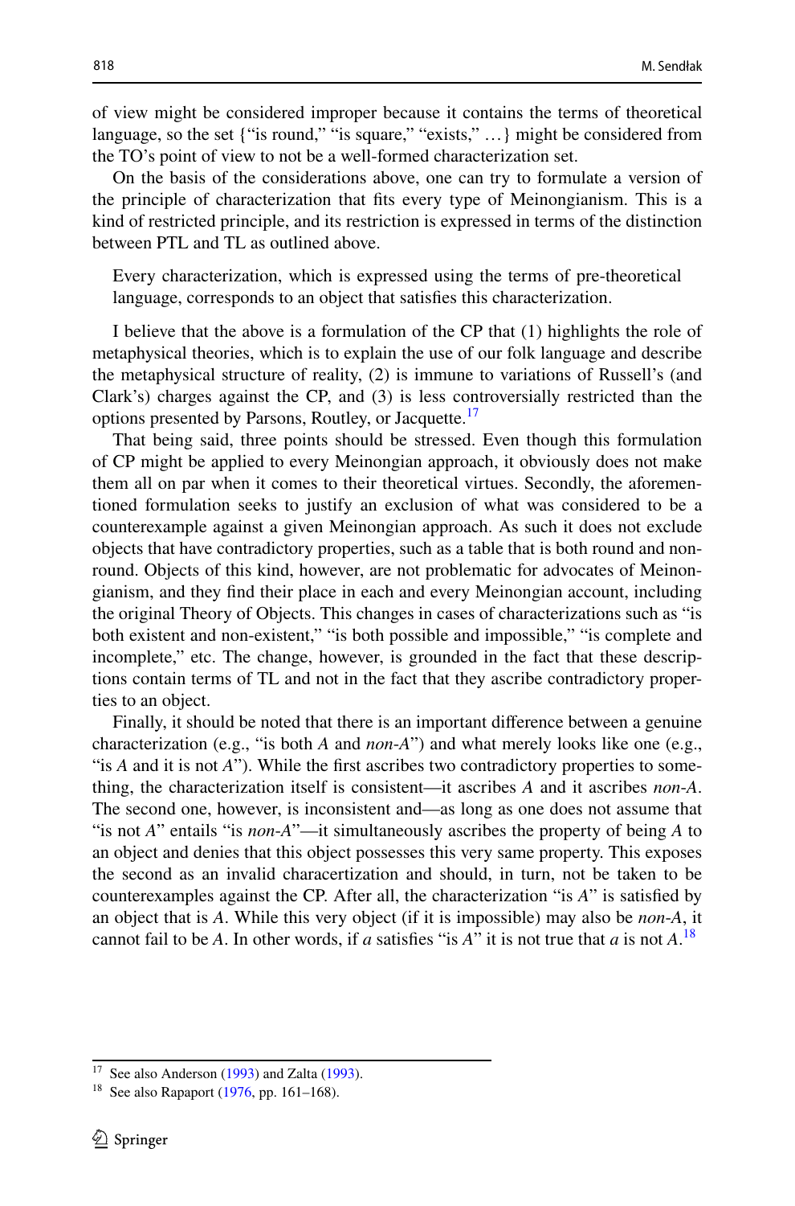of view might be considered improper because it contains the terms of theoretical language, so the set {"is round," "is square," "exists," …} might be considered from the TO's point of view to not be a well-formed characterization set.

On the basis of the considerations above, one can try to formulate a version of the principle of characterization that fits every type of Meinongianism. This is a kind of restricted principle, and its restriction is expressed in terms of the distinction between PTL and TL as outlined above.

> Every characterization, which is expressed using the terms of pre-theoretical language, corresponds to an object that satisfies this characterization.

I believe that the above is a formulation of the CP that (1) highlights the role of metaphysical theories, which is to explain the use of our folk language and describe the metaphysical structure of reality, (2) is immune to variations of Russell's (and Clark's) charges against the CP, and (3) is less controversially restricted than the options presented by Parsons, Routley, or Jacquette.[17]

That being said, three points should be stressed. Even though this formulation of CP might be applied to every Meinongian approach, it obviously does not make them all on par when it comes to their theoretical virtues. Secondly, the aforementioned formulation seeks to justify an exclusion of what was considered to be a counterexample against a given Meinongian approach. As such it does not exclude objects that have contradictory properties, such as a table that is both round and non-round. Objects of this kind, however, are not problematic for advocates of Meinongianism, and they find their place in each and every Meinongian account, including the original Theory of Objects. This changes in cases of characterizations such as "is both existent and non-existent," "is both possible and impossible," "is complete and incomplete," etc. The change, however, is grounded in the fact that these descriptions contain terms of TL and not in the fact that they ascribe contradictory properties to an object.

Finally, it should be noted that there is an important difference between a genuine characterization (e.g., "is both *A* and *non-A*") and what merely looks like one (e.g., "is *A* and it is not *A*"). While the first ascribes two contradictory properties to something, the characterization itself is consistent—it ascribes *A* and it ascribes *non-A*. The second one, however, is inconsistent and—as long as one does not assume that "is not *A*" entails "is *non-A*"—it simultaneously ascribes the property of being *A* to an object and denies that this object possesses this very same property. This exposes the second as an invalid charactertization and should, in turn, not be taken to be counterexamples against the CP. After all, the characterization "is *A*" is satisfied by an object that is *A*. While this very object (if it is impossible) may also be *non-A*, it cannot fail to be *A*. In other words, if *a* satisfies "is *A*" it is not true that *a* is not *A*.[18]

---

[17] See also Anderson (1993) and Zalta (1993).

[18] See also Rapaport (1976, pp. 161–168).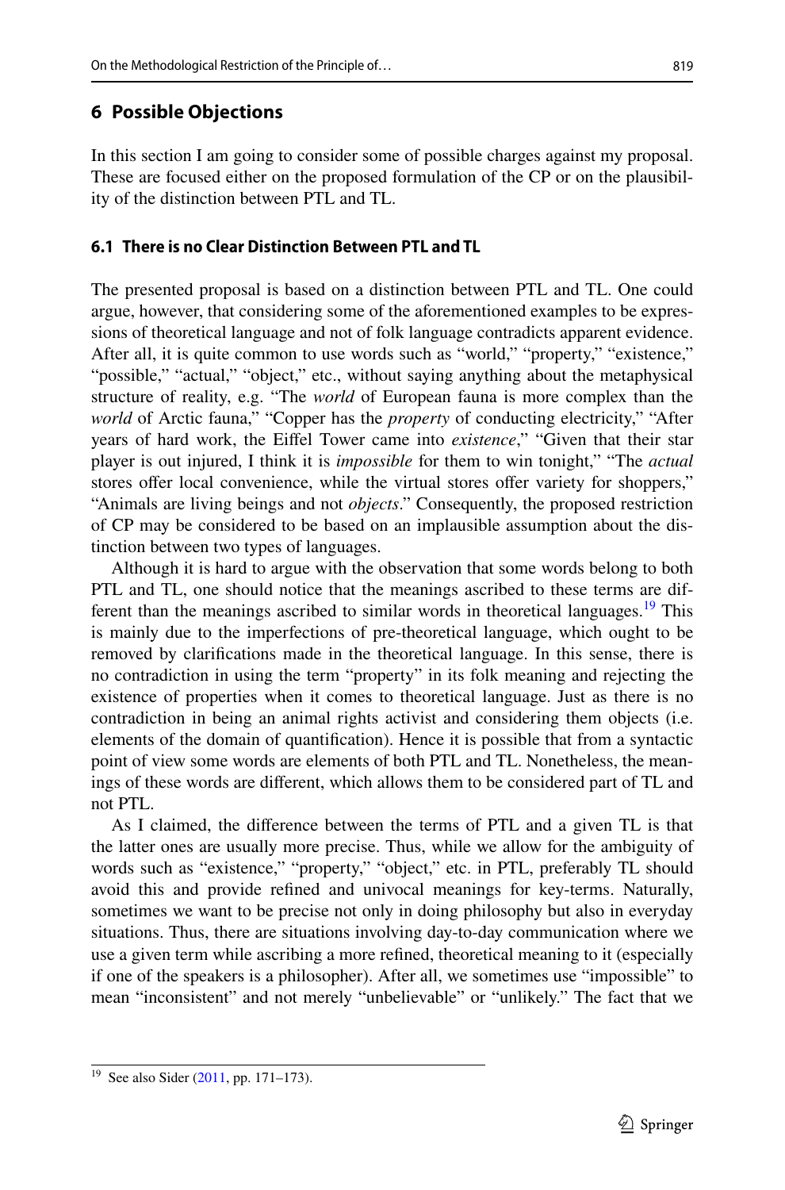## 6 Possible Objections

In this section I am going to consider some of possible charges against my proposal. These are focused either on the proposed formulation of the CP or on the plausibility of the distinction between PTL and TL.

### 6.1 There is no Clear Distinction Between PTL and TL

The presented proposal is based on a distinction between PTL and TL. One could argue, however, that considering some of the aforementioned examples to be expressions of theoretical language and not of folk language contradicts apparent evidence. After all, it is quite common to use words such as "world," "property," "existence," "possible," "actual," "object," etc., without saying anything about the metaphysical structure of reality, e.g. "The *world* of European fauna is more complex than the *world* of Arctic fauna," "Copper has the *property* of conducting electricity," "After years of hard work, the Eiffel Tower came into *existence*," "Given that their star player is out injured, I think it is *impossible* for them to win tonight," "The *actual* stores offer local convenience, while the virtual stores offer variety for shoppers," "Animals are living beings and not *objects*." Consequently, the proposed restriction of CP may be considered to be based on an implausible assumption about the distinction between two types of languages.

Although it is hard to argue with the observation that some words belong to both PTL and TL, one should notice that the meanings ascribed to these terms are different than the meanings ascribed to similar words in theoretical languages.[19] This is mainly due to the imperfections of pre-theoretical language, which ought to be removed by clarifications made in the theoretical language. In this sense, there is no contradiction in using the term "property" in its folk meaning and rejecting the existence of properties when it comes to theoretical language. Just as there is no contradiction in being an animal rights activist and considering them objects (i.e. elements of the domain of quantification). Hence it is possible that from a syntactic point of view some words are elements of both PTL and TL. Nonetheless, the meanings of these words are different, which allows them to be considered part of TL and not PTL.

As I claimed, the difference between the terms of PTL and a given TL is that the latter ones are usually more precise. Thus, while we allow for the ambiguity of words such as "existence," "property," "object," etc. in PTL, preferably TL should avoid this and provide refined and univocal meanings for key-terms. Naturally, sometimes we want to be precise not only in doing philosophy but also in everyday situations. Thus, there are situations involving day-to-day communication where we use a given term while ascribing a more refined, theoretical meaning to it (especially if one of the speakers is a philosopher). After all, we sometimes use "impossible" to mean "inconsistent" and not merely "unbelievable" or "unlikely." The fact that we

---

[19] See also Sider (2011, pp. 171–173).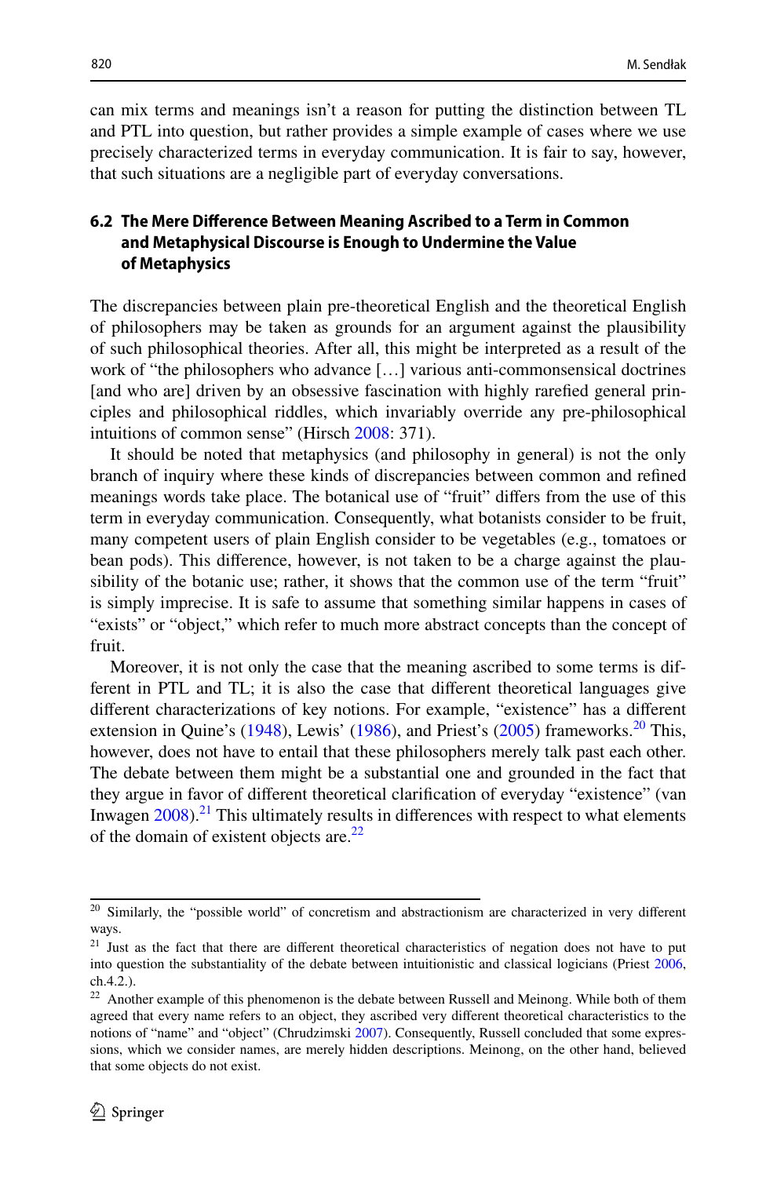can mix terms and meanings isn't a reason for putting the distinction between TL and PTL into question, but rather provides a simple example of cases where we use precisely characterized terms in everyday communication. It is fair to say, however, that such situations are a negligible part of everyday conversations.

### 6.2 The Mere Difference Between Meaning Ascribed to a Term in Common and Metaphysical Discourse is Enough to Undermine the Value of Metaphysics

The discrepancies between plain pre-theoretical English and the theoretical English of philosophers may be taken as grounds for an argument against the plausibility of such philosophical theories. After all, this might be interpreted as a result of the work of "the philosophers who advance […] various anti-commonsensical doctrines [and who are] driven by an obsessive fascination with highly rarefied general principles and philosophical riddles, which invariably override any pre-philosophical intuitions of common sense" (Hirsch 2008: 371).

It should be noted that metaphysics (and philosophy in general) is not the only branch of inquiry where these kinds of discrepancies between common and refined meanings words take place. The botanical use of "fruit" differs from the use of this term in everyday communication. Consequently, what botanists consider to be fruit, many competent users of plain English consider to be vegetables (e.g., tomatoes or bean pods). This difference, however, is not taken to be a charge against the plausibility of the botanic use; rather, it shows that the common use of the term "fruit" is simply imprecise. It is safe to assume that something similar happens in cases of "exists" or "object," which refer to much more abstract concepts than the concept of fruit.

Moreover, it is not only the case that the meaning ascribed to some terms is different in PTL and TL; it is also the case that different theoretical languages give different characterizations of key notions. For example, "existence" has a different extension in Quine's (1948), Lewis' (1986), and Priest's (2005) frameworks.[20] This, however, does not have to entail that these philosophers merely talk past each other. The debate between them might be a substantial one and grounded in the fact that they argue in favor of different theoretical clarification of everyday "existence" (van Inwagen 2008).[21] This ultimately results in differences with respect to what elements of the domain of existent objects are.[22]

---

[20] Similarly, the "possible world" of concretism and abstractionism are characterized in very different ways.

[21] Just as the fact that there are different theoretical characteristics of negation does not have to put into question the substantiality of the debate between intuitionistic and classical logicians (Priest 2006, ch.4.2.).

[22] Another example of this phenomenon is the debate between Russell and Meinong. While both of them agreed that every name refers to an object, they ascribed very different theoretical characteristics to the notions of "name" and "object" (Chrudzimski 2007). Consequently, Russell concluded that some expressions, which we consider names, are merely hidden descriptions. Meinong, on the other hand, believed that some objects do not exist.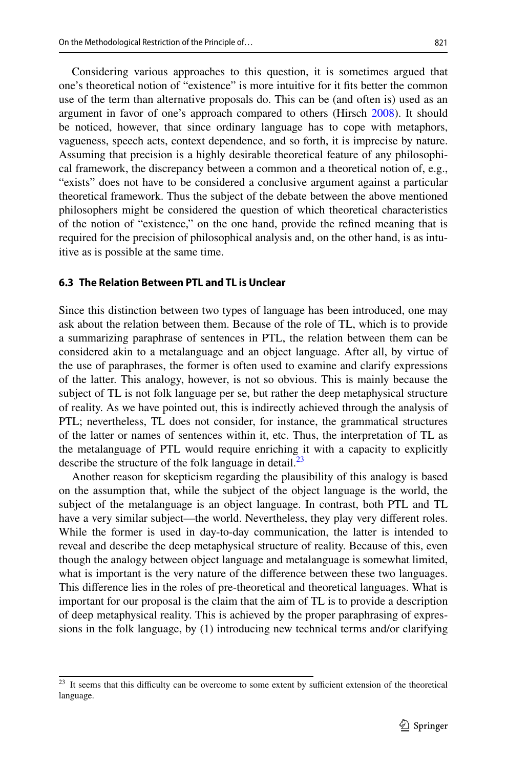Considering various approaches to this question, it is sometimes argued that one's theoretical notion of "existence" is more intuitive for it fits better the common use of the term than alternative proposals do. This can be (and often is) used as an argument in favor of one's approach compared to others (Hirsch 2008). It should be noticed, however, that since ordinary language has to cope with metaphors, vagueness, speech acts, context dependence, and so forth, it is imprecise by nature. Assuming that precision is a highly desirable theoretical feature of any philosophical framework, the discrepancy between a common and a theoretical notion of, e.g., "exists" does not have to be considered a conclusive argument against a particular theoretical framework. Thus the subject of the debate between the above mentioned philosophers might be considered the question of which theoretical characteristics of the notion of "existence," on the one hand, provide the refined meaning that is required for the precision of philosophical analysis and, on the other hand, is as intuitive as is possible at the same time.

### 6.3 The Relation Between PTL and TL is Unclear

Since this distinction between two types of language has been introduced, one may ask about the relation between them. Because of the role of TL, which is to provide a summarizing paraphrase of sentences in PTL, the relation between them can be considered akin to a metalanguage and an object language. After all, by virtue of the use of paraphrases, the former is often used to examine and clarify expressions of the latter. This analogy, however, is not so obvious. This is mainly because the subject of TL is not folk language per se, but rather the deep metaphysical structure of reality. As we have pointed out, this is indirectly achieved through the analysis of PTL; nevertheless, TL does not consider, for instance, the grammatical structures of the latter or names of sentences within it, etc. Thus, the interpretation of TL as the metalanguage of PTL would require enriching it with a capacity to explicitly describe the structure of the folk language in detail.[23]

Another reason for skepticism regarding the plausibility of this analogy is based on the assumption that, while the subject of the object language is the world, the subject of the metalanguage is an object language. In contrast, both PTL and TL have a very similar subject—the world. Nevertheless, they play very different roles. While the former is used in day-to-day communication, the latter is intended to reveal and describe the deep metaphysical structure of reality. Because of this, even though the analogy between object language and metalanguage is somewhat limited, what is important is the very nature of the difference between these two languages. This difference lies in the roles of pre-theoretical and theoretical languages. What is important for our proposal is the claim that the aim of TL is to provide a description of deep metaphysical reality. This is achieved by the proper paraphrasing of expressions in the folk language, by (1) introducing new technical terms and/or clarifying

[23] It seems that this difficulty can be overcome to some extent by sufficient extension of the theoretical language.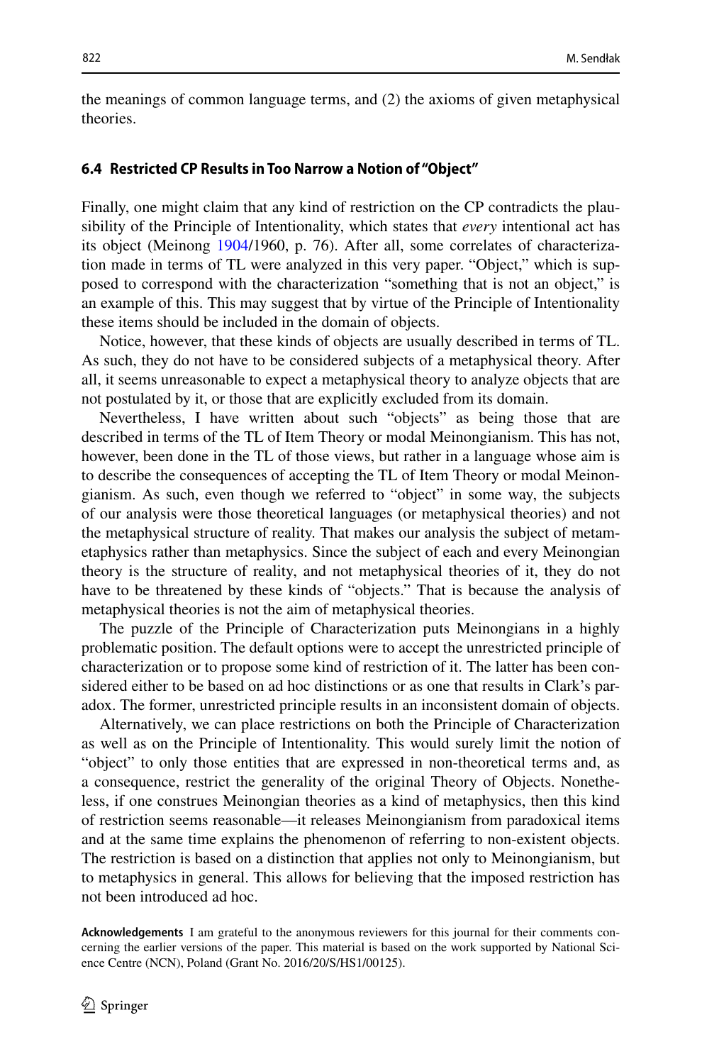the meanings of common language terms, and (2) the axioms of given metaphysical theories.

### 6.4 Restricted CP Results in Too Narrow a Notion of "Object"

Finally, one might claim that any kind of restriction on the CP contradicts the plausibility of the Principle of Intentionality, which states that *every* intentional act has its object (Meinong 1904/1960, p. 76). After all, some correlates of characterization made in terms of TL were analyzed in this very paper. "Object," which is supposed to correspond with the characterization "something that is not an object," is an example of this. This may suggest that by virtue of the Principle of Intentionality these items should be included in the domain of objects.

Notice, however, that these kinds of objects are usually described in terms of TL. As such, they do not have to be considered subjects of a metaphysical theory. After all, it seems unreasonable to expect a metaphysical theory to analyze objects that are not postulated by it, or those that are explicitly excluded from its domain.

Nevertheless, I have written about such "objects" as being those that are described in terms of the TL of Item Theory or modal Meinongianism. This has not, however, been done in the TL of those views, but rather in a language whose aim is to describe the consequences of accepting the TL of Item Theory or modal Meinongianism. As such, even though we referred to "object" in some way, the subjects of our analysis were those theoretical languages (or metaphysical theories) and not the metaphysical structure of reality. That makes our analysis the subject of metametaphysics rather than metaphysics. Since the subject of each and every Meinongian theory is the structure of reality, and not metaphysical theories of it, they do not have to be threatened by these kinds of "objects." That is because the analysis of metaphysical theories is not the aim of metaphysical theories.

The puzzle of the Principle of Characterization puts Meinongians in a highly problematic position. The default options were to accept the unrestricted principle of characterization or to propose some kind of restriction of it. The latter has been considered either to be based on ad hoc distinctions or as one that results in Clark's paradox. The former, unrestricted principle results in an inconsistent domain of objects.

Alternatively, we can place restrictions on both the Principle of Characterization as well as on the Principle of Intentionality. This would surely limit the notion of "object" to only those entities that are expressed in non-theoretical terms and, as a consequence, restrict the generality of the original Theory of Objects. Nonetheless, if one construes Meinongian theories as a kind of metaphysics, then this kind of restriction seems reasonable—it releases Meinongianism from paradoxical items and at the same time explains the phenomenon of referring to non-existent objects. The restriction is based on a distinction that applies not only to Meinongianism, but to metaphysics in general. This allows for believing that the imposed restriction has not been introduced ad hoc.

**Acknowledgements** I am grateful to the anonymous reviewers for this journal for their comments concerning the earlier versions of the paper. This material is based on the work supported by National Science Centre (NCN), Poland (Grant No. 2016/20/S/HS1/00125).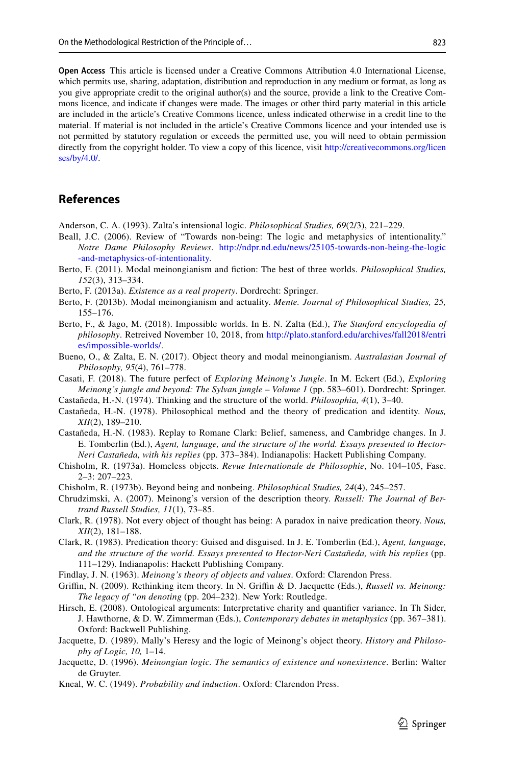**Open Access** This article is licensed under a Creative Commons Attribution 4.0 International License, which permits use, sharing, adaptation, distribution and reproduction in any medium or format, as long as you give appropriate credit to the original author(s) and the source, provide a link to the Creative Commons licence, and indicate if changes were made. The images or other third party material in this article are included in the article's Creative Commons licence, unless indicated otherwise in a credit line to the material. If material is not included in the article's Creative Commons licence and your intended use is not permitted by statutory regulation or exceeds the permitted use, you will need to obtain permission directly from the copyright holder. To view a copy of this licence, visit http://creativecommons.org/licenses/by/4.0/.

## References

Anderson, C. A. (1993). Zalta's intensional logic. *Philosophical Studies, 69*(2/3), 221–229.

Beall, J.C. (2006). Review of "Towards non-being: The logic and metaphysics of intentionality." *Notre Dame Philosophy Reviews*. http://ndpr.nd.edu/news/25105-towards-non-being-the-logic-and-metaphysics-of-intentionality.

Berto, F. (2011). Modal meinongianism and fiction: The best of three worlds. *Philosophical Studies, 152*(3), 313–334.

Berto, F. (2013a). *Existence as a real property*. Dordrecht: Springer.

Berto, F. (2013b). Modal meinongianism and actuality. *Mente. Journal of Philosophical Studies, 25,* 155–176.

Berto, F., & Jago, M. (2018). Impossible worlds. In E. N. Zalta (Ed.), *The Stanford encyclopedia of philosophy*. Retreived November 10, 2018, from http://plato.stanford.edu/archives/fall2018/entries/impossible-worlds/.

Bueno, O., & Zalta, E. N. (2017). Object theory and modal meinongianism. *Australasian Journal of Philosophy, 95*(4), 761–778.

Casati, F. (2018). The future perfect of *Exploring Meinong's Jungle*. In M. Eckert (Ed.), *Exploring Meinong's jungle and beyond: The Sylvan jungle – Volume 1* (pp. 583–601). Dordrecht: Springer.

Castañeda, H.-N. (1974). Thinking and the structure of the world. *Philosophia, 4*(1), 3–40.

Castañeda, H.-N. (1978). Philosophical method and the theory of predication and identity. *Nous, XII*(2), 189–210.

Castañeda, H.-N. (1983). Replay to Romane Clark: Belief, sameness, and Cambridge changes. In J. E. Tomberlin (Ed.), *Agent, language, and the structure of the world. Essays presented to Hector-Neri Castañeda, with his replies* (pp. 373–384). Indianapolis: Hackett Publishing Company.

Chisholm, R. (1973a). Homeless objects. *Revue Internationale de Philosophie*, No. 104–105, Fasc. 2–3: 207–223.

Chisholm, R. (1973b). Beyond being and nonbeing. *Philosophical Studies, 24*(4), 245–257.

Chrudzimski, A. (2007). Meinong's version of the description theory. *Russell: The Journal of Bertrand Russell Studies, 11*(1), 73–85.

Clark, R. (1978). Not every object of thought has being: A paradox in naive predication theory. *Nous, XII*(2), 181–188.

Clark, R. (1983). Predication theory: Guised and disguised. In J. E. Tomberlin (Ed.), *Agent, language, and the structure of the world. Essays presented to Hector-Neri Castañeda, with his replies* (pp. 111–129). Indianapolis: Hackett Publishing Company.

Findlay, J. N. (1963). *Meinong's theory of objects and values*. Oxford: Clarendon Press.

Griffin, N. (2009). Rethinking item theory. In N. Griffin & D. Jacquette (Eds.), *Russell vs. Meinong: The legacy of "on denoting* (pp. 204–232). New York: Routledge.

Hirsch, E. (2008). Ontological arguments: Interpretative charity and quantifier variance. In Th Sider, J. Hawthorne, & D. W. Zimmerman (Eds.), *Contemporary debates in metaphysics* (pp. 367–381). Oxford: Backwell Publishing.

Jacquette, D. (1989). Mally's Heresy and the logic of Meinong's object theory. *History and Philosophy of Logic, 10,* 1–14.

Jacquette, D. (1996). *Meinongian logic. The semantics of existence and nonexistence*. Berlin: Walter de Gruyter.

Kneal, W. C. (1949). *Probability and induction*. Oxford: Clarendon Press.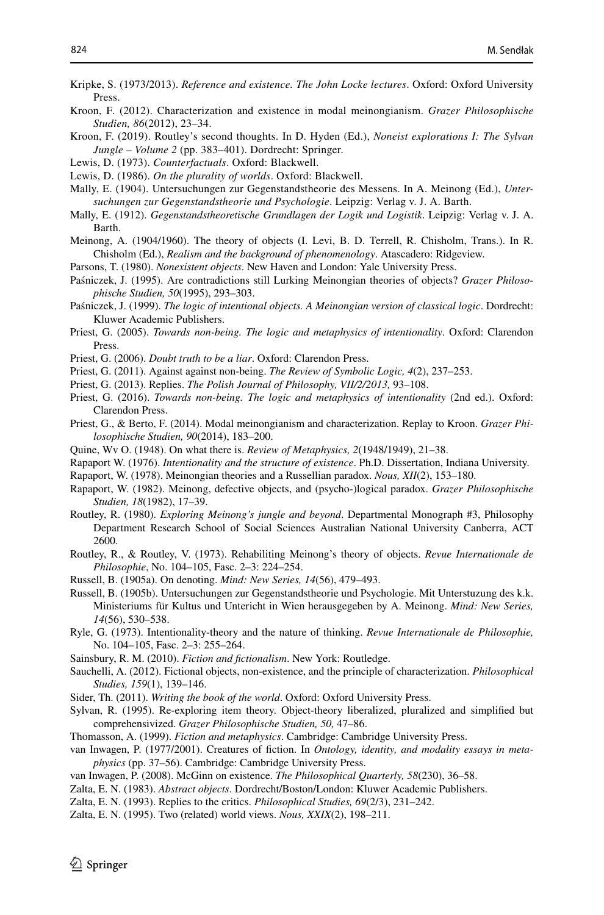Kripke, S. (1973/2013). *Reference and existence. The John Locke lectures*. Oxford: Oxford University Press.

Kroon, F. (2012). Characterization and existence in modal meinongianism. *Grazer Philosophische Studien, 86*(2012), 23–34.

Kroon, F. (2019). Routley's second thoughts. In D. Hyden (Ed.), *Noneist explorations I: The Sylvan Jungle – Volume 2* (pp. 383–401). Dordrecht: Springer.

Lewis, D. (1973). *Counterfactuals*. Oxford: Blackwell.

Lewis, D. (1986). *On the plurality of worlds*. Oxford: Blackwell.

Mally, E. (1904). Untersuchungen zur Gegenstandstheorie des Messens. In A. Meinong (Ed.), *Untersuchungen zur Gegenstandstheorie und Psychologie*. Leipzig: Verlag v. J. A. Barth.

Mally, E. (1912). *Gegenstandstheoretische Grundlagen der Logik und Logistik*. Leipzig: Verlag v. J. A. Barth.

Meinong, A. (1904/1960). The theory of objects (I. Levi, B. D. Terrell, R. Chisholm, Trans.). In R. Chisholm (Ed.), *Realism and the background of phenomenology*. Atascadero: Ridgeview.

Parsons, T. (1980). *Nonexistent objects*. New Haven and London: Yale University Press.

Paśniczek, J. (1995). Are contradictions still Lurking Meinongian theories of objects? *Grazer Philosophische Studien, 50*(1995), 293–303.

Paśniczek, J. (1999). *The logic of intentional objects. A Meinongian version of classical logic*. Dordrecht: Kluwer Academic Publishers.

Priest, G. (2005). *Towards non-being. The logic and metaphysics of intentionality*. Oxford: Clarendon Press.

Priest, G. (2006). *Doubt truth to be a liar*. Oxford: Clarendon Press.

Priest, G. (2011). Against against non-being. *The Review of Symbolic Logic, 4*(2), 237–253.

Priest, G. (2013). Replies. *The Polish Journal of Philosophy, VII/2/2013,* 93–108.

Priest, G. (2016). *Towards non-being. The logic and metaphysics of intentionality* (2nd ed.). Oxford: Clarendon Press.

Priest, G., & Berto, F. (2014). Modal meinongianism and characterization. Replay to Kroon. *Grazer Philosophische Studien, 90*(2014), 183–200.

Quine, Wv O. (1948). On what there is. *Review of Metaphysics, 2*(1948/1949), 21–38.

Rapaport W. (1976). *Intentionality and the structure of existence*. Ph.D. Dissertation, Indiana University.

Rapaport, W. (1978). Meinongian theories and a Russellian paradox. *Nous, XII*(2), 153–180.

Rapaport, W. (1982). Meinong, defective objects, and (psycho-)logical paradox. *Grazer Philosophische Studien, 18*(1982), 17–39.

Routley, R. (1980). *Exploring Meinong's jungle and beyond*. Departmental Monograph #3, Philosophy Department Research School of Social Sciences Australian National University Canberra, ACT 2600.

Routley, R., & Routley, V. (1973). Rehabiliting Meinong's theory of objects. *Revue Internationale de Philosophie*, No. 104–105, Fasc. 2–3: 224–254.

Russell, B. (1905a). On denoting. *Mind: New Series, 14*(56), 479–493.

Russell, B. (1905b). Untersuchungen zur Gegenstandstheorie und Psychologie. Mit Unterstuzung des k.k. Ministeriums für Kultus und Untericht in Wien herausgegeben by A. Meinong. *Mind: New Series, 14*(56), 530–538.

Ryle, G. (1973). Intentionality-theory and the nature of thinking. *Revue Internationale de Philosophie,* No. 104–105, Fasc. 2–3: 255–264.

Sainsbury, R. M. (2010). *Fiction and fictionalism*. New York: Routledge.

Sauchelli, A. (2012). Fictional objects, non-existence, and the principle of characterization. *Philosophical Studies, 159*(1), 139–146.

Sider, Th. (2011). *Writing the book of the world*. Oxford: Oxford University Press.

Sylvan, R. (1995). Re-exploring item theory. Object-theory liberalized, pluralized and simplified but comprehensivized. *Grazer Philosophische Studien, 50,* 47–86.

Thomasson, A. (1999). *Fiction and metaphysics*. Cambridge: Cambridge University Press.

van Inwagen, P. (1977/2001). Creatures of fiction. In *Ontology, identity, and modality essays in metaphysics* (pp. 37–56). Cambridge: Cambridge University Press.

van Inwagen, P. (2008). McGinn on existence. *The Philosophical Quarterly, 58*(230), 36–58.

Zalta, E. N. (1983). *Abstract objects*. Dordrecht/Boston/London: Kluwer Academic Publishers.

Zalta, E. N. (1993). Replies to the critics. *Philosophical Studies, 69*(2/3), 231–242.

Zalta, E. N. (1995). Two (related) world views. *Nous, XXIX*(2), 198–211.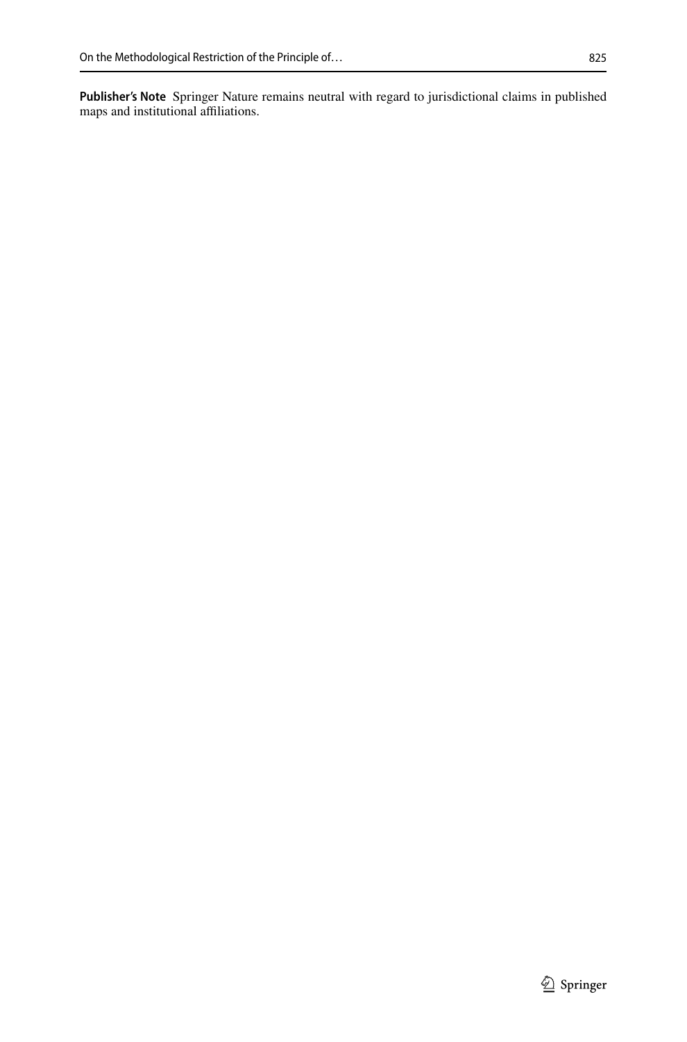**Publisher's Note** Springer Nature remains neutral with regard to jurisdictional claims in published maps and institutional affiliations.